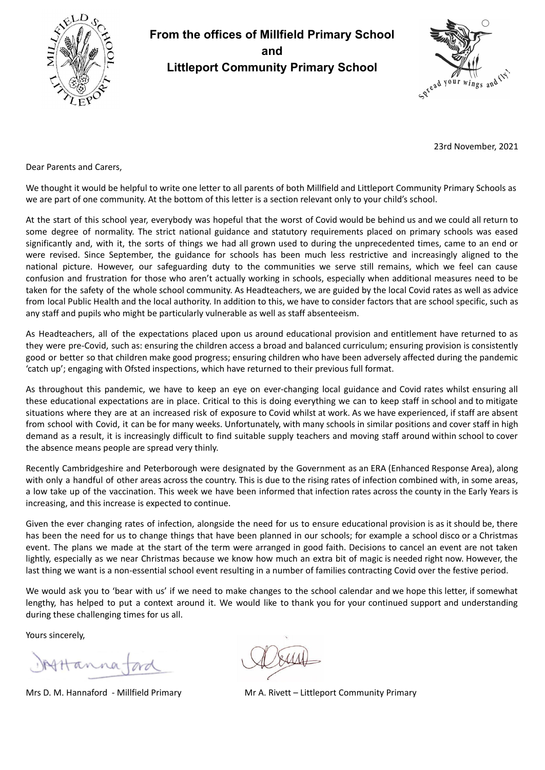**From the offices of Millfield Primary School**
**and**
**Littleport Community Primary School**

23rd November, 2021

Dear Parents and Carers,

We thought it would be helpful to write one letter to all parents of both Millfield and Littleport Community Primary Schools as we are part of one community. At the bottom of this letter is a section relevant only to your child's school.

At the start of this school year, everybody was hopeful that the worst of Covid would be behind us and we could all return to some degree of normality. The strict national guidance and statutory requirements placed on primary schools was eased significantly and, with it, the sorts of things we had all grown used to during the unprecedented times, came to an end or were revised. Since September, the guidance for schools has been much less restrictive and increasingly aligned to the national picture. However, our safeguarding duty to the communities we serve still remains, which we feel can cause confusion and frustration for those who aren't actually working in schools, especially when additional measures need to be taken for the safety of the whole school community. As Headteachers, we are guided by the local Covid rates as well as advice from local Public Health and the local authority. In addition to this, we have to consider factors that are school specific, such as any staff and pupils who might be particularly vulnerable as well as staff absenteeism.

As Headteachers, all of the expectations placed upon us around educational provision and entitlement have returned to as they were pre-Covid, such as: ensuring the children access a broad and balanced curriculum; ensuring provision is consistently good or better so that children make good progress; ensuring children who have been adversely affected during the pandemic 'catch up'; engaging with Ofsted inspections, which have returned to their previous full format.

As throughout this pandemic, we have to keep an eye on ever-changing local guidance and Covid rates whilst ensuring all these educational expectations are in place. Critical to this is doing everything we can to keep staff in school and to mitigate situations where they are at an increased risk of exposure to Covid whilst at work. As we have experienced, if staff are absent from school with Covid, it can be for many weeks. Unfortunately, with many schools in similar positions and cover staff in high demand as a result, it is increasingly difficult to find suitable supply teachers and moving staff around within school to cover the absence means people are spread very thinly.

Recently Cambridgeshire and Peterborough were designated by the Government as an ERA (Enhanced Response Area), along with only a handful of other areas across the country. This is due to the rising rates of infection combined with, in some areas, a low take up of the vaccination. This week we have been informed that infection rates across the county in the Early Years is increasing, and this increase is expected to continue.

Given the ever changing rates of infection, alongside the need for us to ensure educational provision is as it should be, there has been the need for us to change things that have been planned in our schools; for example a school disco or a Christmas event. The plans we made at the start of the term were arranged in good faith. Decisions to cancel an event are not taken lightly, especially as we near Christmas because we know how much an extra bit of magic is needed right now. However, the last thing we want is a non-essential school event resulting in a number of families contracting Covid over the festive period.

We would ask you to 'bear with us' if we need to make changes to the school calendar and we hope this letter, if somewhat lengthy, has helped to put a context around it. We would like to thank you for your continued support and understanding during these challenging times for us all.

Yours sincerely,

Mrs D. M. Hannaford - Millfield Primary

Mr A. Rivett – Littleport Community Primary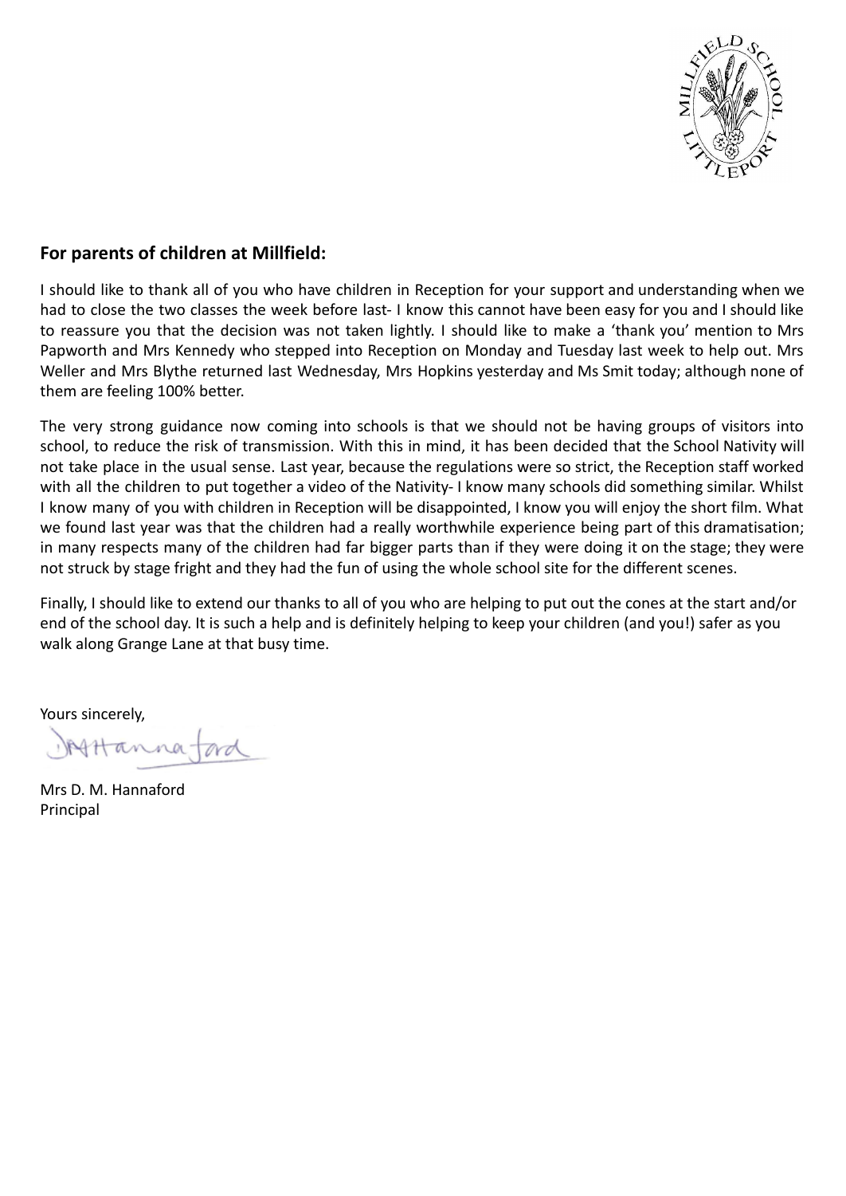**For parents of children at Millfield:**

I should like to thank all of you who have children in Reception for your support and understanding when we had to close the two classes the week before last- I know this cannot have been easy for you and I should like to reassure you that the decision was not taken lightly. I should like to make a 'thank you' mention to Mrs Papworth and Mrs Kennedy who stepped into Reception on Monday and Tuesday last week to help out. Mrs Weller and Mrs Blythe returned last Wednesday, Mrs Hopkins yesterday and Ms Smit today; although none of them are feeling 100% better.

The very strong guidance now coming into schools is that we should not be having groups of visitors into school, to reduce the risk of transmission. With this in mind, it has been decided that the School Nativity will not take place in the usual sense. Last year, because the regulations were so strict, the Reception staff worked with all the children to put together a video of the Nativity- I know many schools did something similar. Whilst I know many of you with children in Reception will be disappointed, I know you will enjoy the short film. What we found last year was that the children had a really worthwhile experience being part of this dramatisation; in many respects many of the children had far bigger parts than if they were doing it on the stage; they were not struck by stage fright and they had the fun of using the whole school site for the different scenes.

Finally, I should like to extend our thanks to all of you who are helping to put out the cones at the start and/or end of the school day. It is such a help and is definitely helping to keep your children (and you!) safer as you walk along Grange Lane at that busy time.

Yours sincerely,

DMHannaford

Mrs D. M. Hannaford
Principal